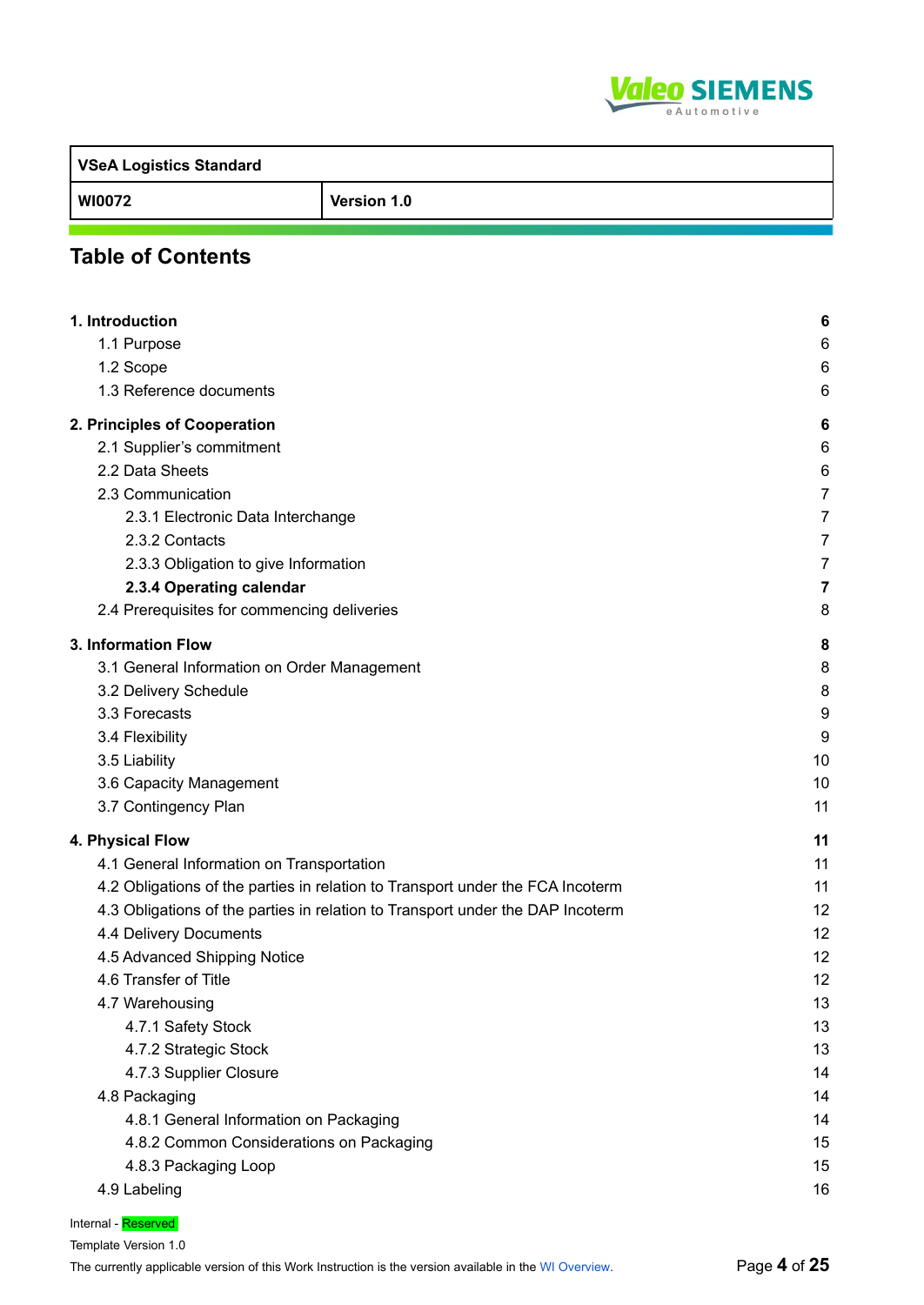| VSeA Logistics Standard | |
|---|---|
| **WI0072** | **Version 1.0** |

## Table of Contents

**1. Introduction** **6**
- 1.1 Purpose 6
- 1.2 Scope 6
- 1.3 Reference documents 6

**2. Principles of Cooperation** **6**
- 2.1 Supplier's commitment 6
- 2.2 Data Sheets 6
- 2.3 Communication 7
  - 2.3.1 Electronic Data Interchange 7
  - 2.3.2 Contacts 7
  - 2.3.3 Obligation to give Information 7
  - **2.3.4 Operating calendar** **7**
- 2.4 Prerequisites for commencing deliveries 8

**3. Information Flow** **8**
- 3.1 General Information on Order Management 8
- 3.2 Delivery Schedule 8
- 3.3 Forecasts 9
- 3.4 Flexibility 9
- 3.5 Liability 10
- 3.6 Capacity Management 10
- 3.7 Contingency Plan 11

**4. Physical Flow** **11**
- 4.1 General Information on Transportation 11
- 4.2 Obligations of the parties in relation to Transport under the FCA Incoterm 11
- 4.3 Obligations of the parties in relation to Transport under the DAP Incoterm 12
- 4.4 Delivery Documents 12
- 4.5 Advanced Shipping Notice 12
- 4.6 Transfer of Title 12
- 4.7 Warehousing 13
  - 4.7.1 Safety Stock 13
  - 4.7.2 Strategic Stock 13
  - 4.7.3 Supplier Closure 14
- 4.8 Packaging 14
  - 4.8.1 General Information on Packaging 14
  - 4.8.2 Common Considerations on Packaging 15
  - 4.8.3 Packaging Loop 15
- 4.9 Labeling 16

Internal - Reserved

Template Version 1.0

The currently applicable version of this Work Instruction is the version available in the WI Overview.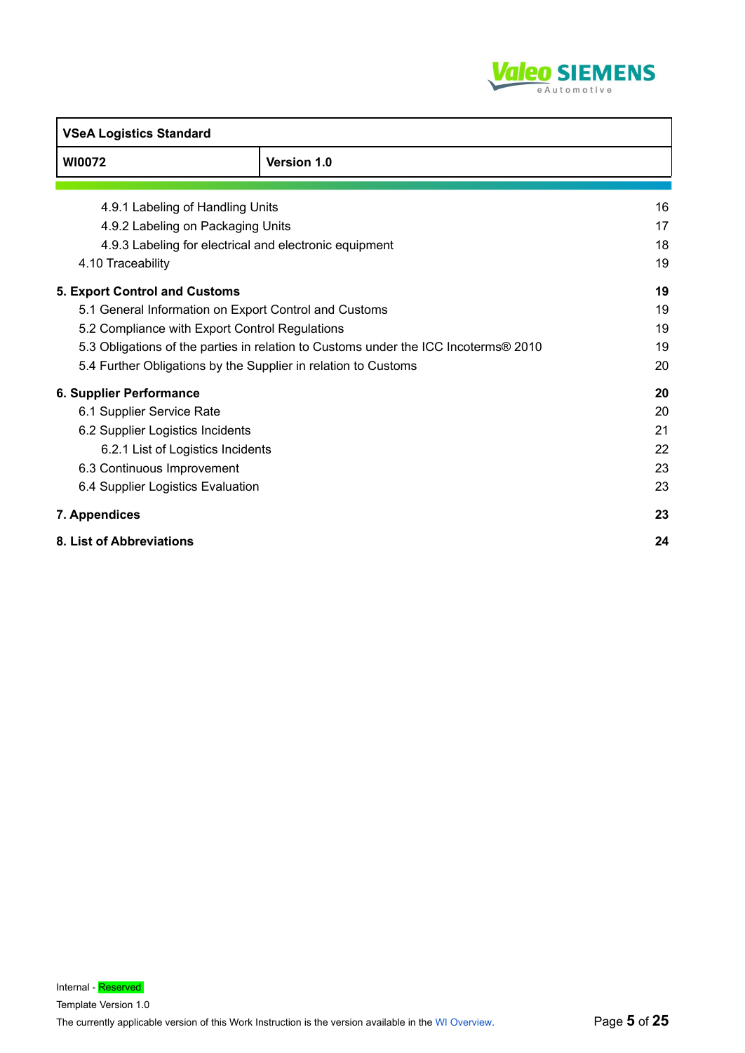| VSeA Logistics Standard | |
|---|---|
| WI0072 | Version 1.0 |

4.9.1 Labeling of Handling Units 16
4.9.2 Labeling on Packaging Units 17
4.9.3 Labeling for electrical and electronic equipment 18
4.10 Traceability 19

**5. Export Control and Customs 19**
5.1 General Information on Export Control and Customs 19
5.2 Compliance with Export Control Regulations 19
5.3 Obligations of the parties in relation to Customs under the ICC Incoterms® 2010 19
5.4 Further Obligations by the Supplier in relation to Customs 20

**6. Supplier Performance 20**
6.1 Supplier Service Rate 20
6.2 Supplier Logistics Incidents 21
6.2.1 List of Logistics Incidents 22
6.3 Continuous Improvement 23
6.4 Supplier Logistics Evaluation 23

**7. Appendices 23**

**8. List of Abbreviations 24**

Internal - Reserved
Template Version 1.0
The currently applicable version of this Work Instruction is the version available in the WI Overview.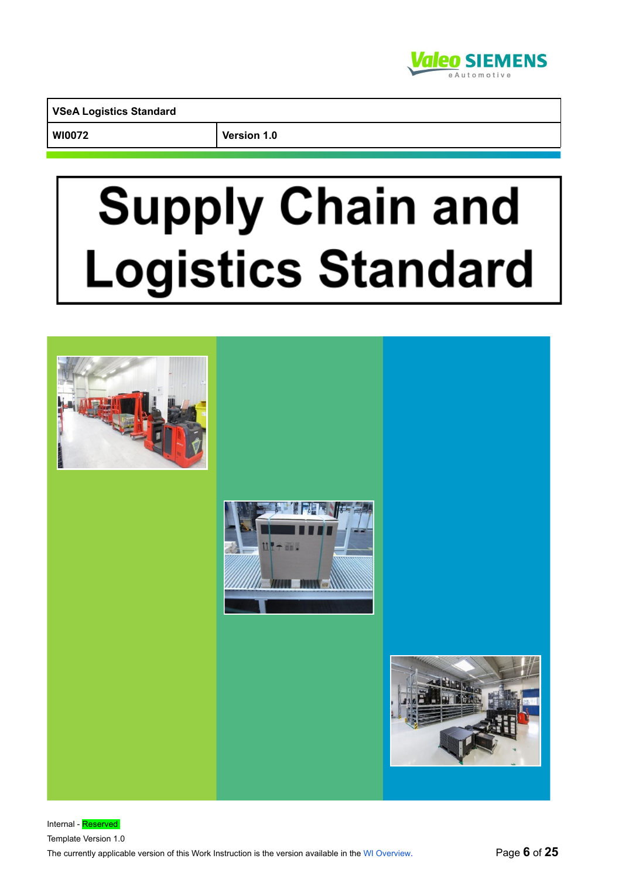| VSeA Logistics Standard | |
|---|---|
| WI0072 | Version 1.0 |

# Supply Chain and Logistics Standard

Internal - Reserved

Template Version 1.0

The currently applicable version of this Work Instruction is the version available in the WI Overview.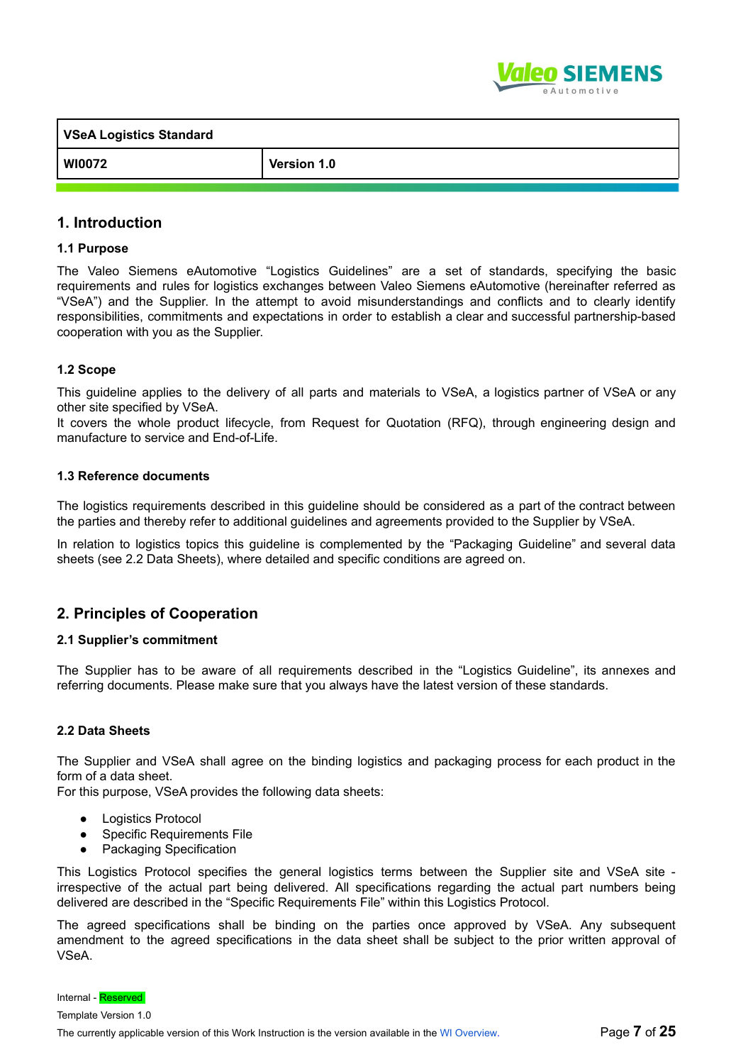## 1. Introduction

### 1.1 Purpose

The Valeo Siemens eAutomotive "Logistics Guidelines" are a set of standards, specifying the basic requirements and rules for logistics exchanges between Valeo Siemens eAutomotive (hereinafter referred as "VSeA") and the Supplier. In the attempt to avoid misunderstandings and conflicts and to clearly identify responsibilities, commitments and expectations in order to establish a clear and successful partnership-based cooperation with you as the Supplier.

### 1.2 Scope

This guideline applies to the delivery of all parts and materials to VSeA, a logistics partner of VSeA or any other site specified by VSeA.
It covers the whole product lifecycle, from Request for Quotation (RFQ), through engineering design and manufacture to service and End-of-Life.

### 1.3 Reference documents

The logistics requirements described in this guideline should be considered as a part of the contract between the parties and thereby refer to additional guidelines and agreements provided to the Supplier by VSeA.

In relation to logistics topics this guideline is complemented by the "Packaging Guideline" and several data sheets (see 2.2 Data Sheets), where detailed and specific conditions are agreed on.

## 2. Principles of Cooperation

### 2.1 Supplier's commitment

The Supplier has to be aware of all requirements described in the "Logistics Guideline", its annexes and referring documents. Please make sure that you always have the latest version of these standards.

### 2.2 Data Sheets

The Supplier and VSeA shall agree on the binding logistics and packaging process for each product in the form of a data sheet.
For this purpose, VSeA provides the following data sheets:

- Logistics Protocol
- Specific Requirements File
- Packaging Specification

This Logistics Protocol specifies the general logistics terms between the Supplier site and VSeA site - irrespective of the actual part being delivered. All specifications regarding the actual part numbers being delivered are described in the "Specific Requirements File" within this Logistics Protocol.

The agreed specifications shall be binding on the parties once approved by VSeA. Any subsequent amendment to the agreed specifications in the data sheet shall be subject to the prior written approval of VSeA.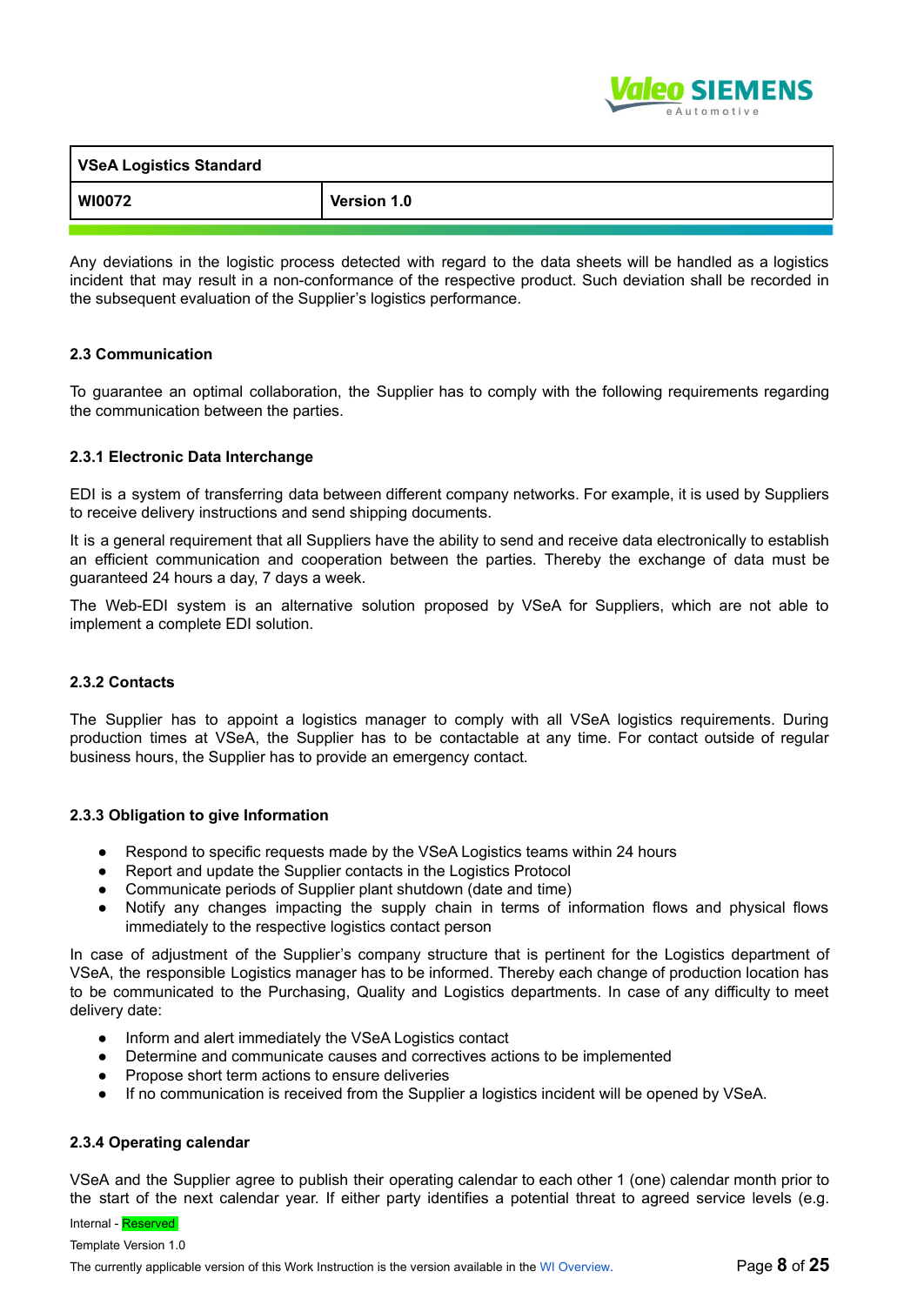Any deviations in the logistic process detected with regard to the data sheets will be handled as a logistics incident that may result in a non-conformance of the respective product. Such deviation shall be recorded in the subsequent evaluation of the Supplier's logistics performance.

### 2.3 Communication

To guarantee an optimal collaboration, the Supplier has to comply with the following requirements regarding the communication between the parties.

#### 2.3.1 Electronic Data Interchange

EDI is a system of transferring data between different company networks. For example, it is used by Suppliers to receive delivery instructions and send shipping documents.

It is a general requirement that all Suppliers have the ability to send and receive data electronically to establish an efficient communication and cooperation between the parties. Thereby the exchange of data must be guaranteed 24 hours a day, 7 days a week.

The Web-EDI system is an alternative solution proposed by VSeA for Suppliers, which are not able to implement a complete EDI solution.

#### 2.3.2 Contacts

The Supplier has to appoint a logistics manager to comply with all VSeA logistics requirements. During production times at VSeA, the Supplier has to be contactable at any time. For contact outside of regular business hours, the Supplier has to provide an emergency contact.

#### 2.3.3 Obligation to give Information

- Respond to specific requests made by the VSeA Logistics teams within 24 hours
- Report and update the Supplier contacts in the Logistics Protocol
- Communicate periods of Supplier plant shutdown (date and time)
- Notify any changes impacting the supply chain in terms of information flows and physical flows immediately to the respective logistics contact person

In case of adjustment of the Supplier's company structure that is pertinent for the Logistics department of VSeA, the responsible Logistics manager has to be informed. Thereby each change of production location has to be communicated to the Purchasing, Quality and Logistics departments. In case of any difficulty to meet delivery date:

- Inform and alert immediately the VSeA Logistics contact
- Determine and communicate causes and correctives actions to be implemented
- Propose short term actions to ensure deliveries
- If no communication is received from the Supplier a logistics incident will be opened by VSeA.

#### 2.3.4 Operating calendar

VSeA and the Supplier agree to publish their operating calendar to each other 1 (one) calendar month prior to the start of the next calendar year. If either party identifies a potential threat to agreed service levels (e.g.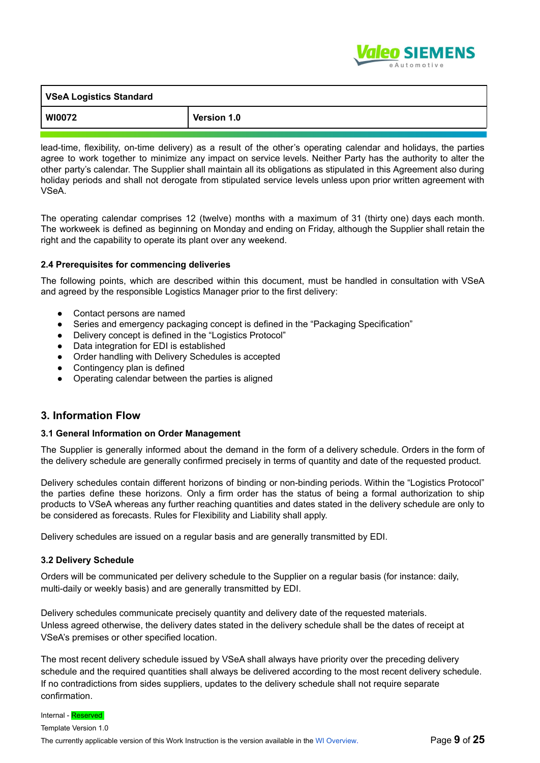lead-time, flexibility, on-time delivery) as a result of the other's operating calendar and holidays, the parties agree to work together to minimize any impact on service levels. Neither Party has the authority to alter the other party's calendar. The Supplier shall maintain all its obligations as stipulated in this Agreement also during holiday periods and shall not derogate from stipulated service levels unless upon prior written agreement with VSeA.

The operating calendar comprises 12 (twelve) months with a maximum of 31 (thirty one) days each month. The workweek is defined as beginning on Monday and ending on Friday, although the Supplier shall retain the right and the capability to operate its plant over any weekend.

### 2.4 Prerequisites for commencing deliveries

The following points, which are described within this document, must be handled in consultation with VSeA and agreed by the responsible Logistics Manager prior to the first delivery:

- Contact persons are named
- Series and emergency packaging concept is defined in the "Packaging Specification"
- Delivery concept is defined in the "Logistics Protocol"
- Data integration for EDI is established
- Order handling with Delivery Schedules is accepted
- Contingency plan is defined
- Operating calendar between the parties is aligned

## 3. Information Flow

### 3.1 General Information on Order Management

The Supplier is generally informed about the demand in the form of a delivery schedule. Orders in the form of the delivery schedule are generally confirmed precisely in terms of quantity and date of the requested product.

Delivery schedules contain different horizons of binding or non-binding periods. Within the "Logistics Protocol" the parties define these horizons. Only a firm order has the status of being a formal authorization to ship products to VSeA whereas any further reaching quantities and dates stated in the delivery schedule are only to be considered as forecasts. Rules for Flexibility and Liability shall apply.

Delivery schedules are issued on a regular basis and are generally transmitted by EDI.

### 3.2 Delivery Schedule

Orders will be communicated per delivery schedule to the Supplier on a regular basis (for instance: daily, multi-daily or weekly basis) and are generally transmitted by EDI.

Delivery schedules communicate precisely quantity and delivery date of the requested materials.
Unless agreed otherwise, the delivery dates stated in the delivery schedule shall be the dates of receipt at VSeA's premises or other specified location.

The most recent delivery schedule issued by VSeA shall always have priority over the preceding delivery schedule and the required quantities shall always be delivered according to the most recent delivery schedule. If no contradictions from sides suppliers, updates to the delivery schedule shall not require separate confirmation.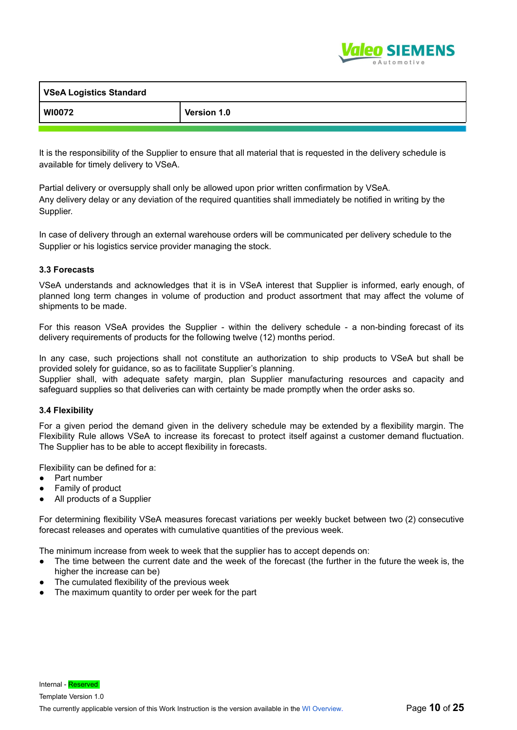It is the responsibility of the Supplier to ensure that all material that is requested in the delivery schedule is available for timely delivery to VSeA.

Partial delivery or oversupply shall only be allowed upon prior written confirmation by VSeA.
Any delivery delay or any deviation of the required quantities shall immediately be notified in writing by the Supplier.

In case of delivery through an external warehouse orders will be communicated per delivery schedule to the Supplier or his logistics service provider managing the stock.

### 3.3 Forecasts

VSeA understands and acknowledges that it is in VSeA interest that Supplier is informed, early enough, of planned long term changes in volume of production and product assortment that may affect the volume of shipments to be made.

For this reason VSeA provides the Supplier - within the delivery schedule - a non-binding forecast of its delivery requirements of products for the following twelve (12) months period.

In any case, such projections shall not constitute an authorization to ship products to VSeA but shall be provided solely for guidance, so as to facilitate Supplier's planning.
Supplier shall, with adequate safety margin, plan Supplier manufacturing resources and capacity and safeguard supplies so that deliveries can with certainty be made promptly when the order asks so.

### 3.4 Flexibility

For a given period the demand given in the delivery schedule may be extended by a flexibility margin. The Flexibility Rule allows VSeA to increase its forecast to protect itself against a customer demand fluctuation. The Supplier has to be able to accept flexibility in forecasts.

Flexibility can be defined for a:

- Part number
- Family of product
- All products of a Supplier

For determining flexibility VSeA measures forecast variations per weekly bucket between two (2) consecutive forecast releases and operates with cumulative quantities of the previous week.

The minimum increase from week to week that the supplier has to accept depends on:

- The time between the current date and the week of the forecast (the further in the future the week is, the higher the increase can be)
- The cumulated flexibility of the previous week
- The maximum quantity to order per week for the part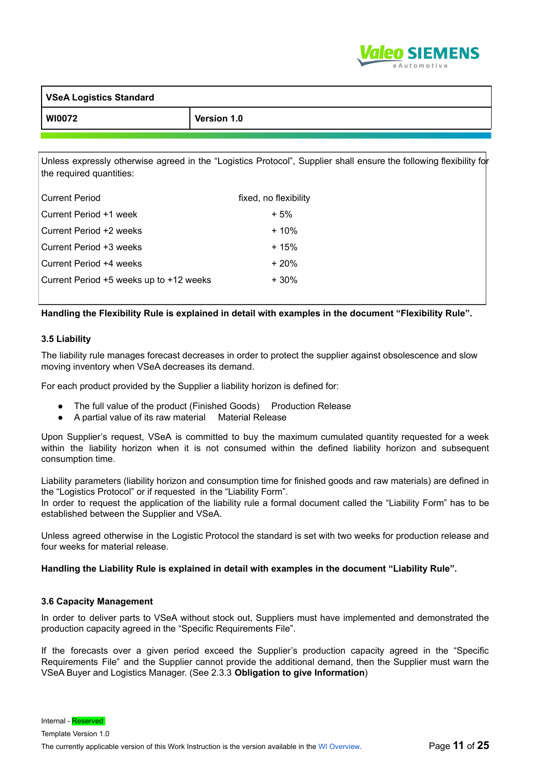Unless expressly otherwise agreed in the "Logistics Protocol", Supplier shall ensure the following flexibility for the required quantities:

| | |
|---|---|
| Current Period | fixed, no flexibility |
| Current Period +1 week | + 5% |
| Current Period +2 weeks | + 10% |
| Current Period +3 weeks | + 15% |
| Current Period +4 weeks | + 20% |
| Current Period +5 weeks up to +12 weeks | + 30% |

**Handling the Flexibility Rule is explained in detail with examples in the document "Flexibility Rule".**

### 3.5 Liability

The liability rule manages forecast decreases in order to protect the supplier against obsolescence and slow moving inventory when VSeA decreases its demand.

For each product provided by the Supplier a liability horizon is defined for:

- The full value of the product (Finished Goods)    Production Release
- A partial value of its raw material    Material Release

Upon Supplier's request, VSeA is committed to buy the maximum cumulated quantity requested for a week within the liability horizon when it is not consumed within the defined liability horizon and subsequent consumption time.

Liability parameters (liability horizon and consumption time for finished goods and raw materials) are defined in the "Logistics Protocol" or if requested in the "Liability Form".
In order to request the application of the liability rule a formal document called the "Liability Form" has to be established between the Supplier and VSeA.

Unless agreed otherwise in the Logistic Protocol the standard is set with two weeks for production release and four weeks for material release.

**Handling the Liability Rule is explained in detail with examples in the document "Liability Rule".**

### 3.6 Capacity Management

In order to deliver parts to VSeA without stock out, Suppliers must have implemented and demonstrated the production capacity agreed in the "Specific Requirements File".

If the forecasts over a given period exceed the Supplier's production capacity agreed in the "Specific Requirements File" and the Supplier cannot provide the additional demand, then the Supplier must warn the VSeA Buyer and Logistics Manager. (See 2.3.3 **Obligation to give Information**)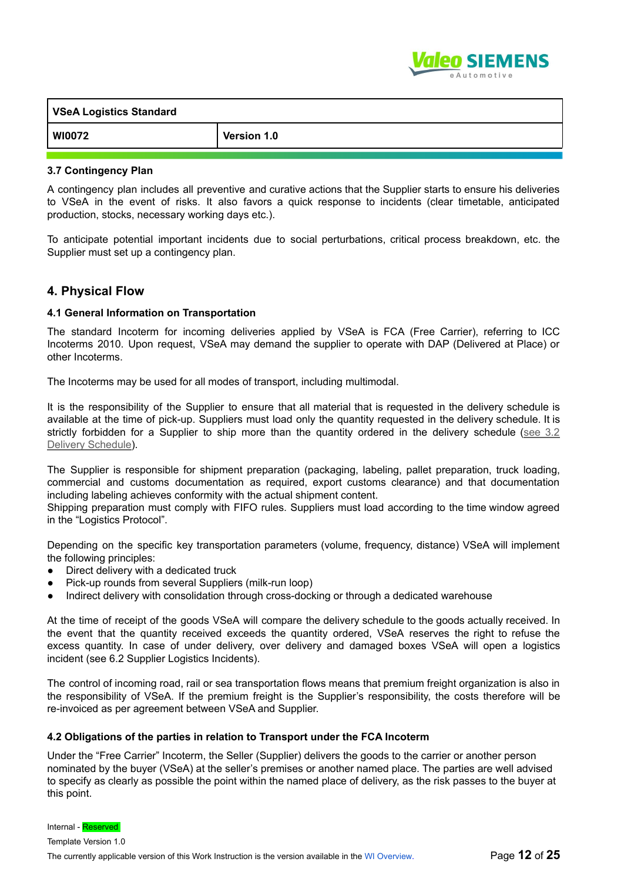### 3.7 Contingency Plan

A contingency plan includes all preventive and curative actions that the Supplier starts to ensure his deliveries to VSeA in the event of risks. It also favors a quick response to incidents (clear timetable, anticipated production, stocks, necessary working days etc.).

To anticipate potential important incidents due to social perturbations, critical process breakdown, etc. the Supplier must set up a contingency plan.

## 4. Physical Flow

### 4.1 General Information on Transportation

The standard Incoterm for incoming deliveries applied by VSeA is FCA (Free Carrier), referring to ICC Incoterms 2010. Upon request, VSeA may demand the supplier to operate with DAP (Delivered at Place) or other Incoterms.

The Incoterms may be used for all modes of transport, including multimodal.

It is the responsibility of the Supplier to ensure that all material that is requested in the delivery schedule is available at the time of pick-up. Suppliers must load only the quantity requested in the delivery schedule. It is strictly forbidden for a Supplier to ship more than the quantity ordered in the delivery schedule (see 3.2 Delivery Schedule).

The Supplier is responsible for shipment preparation (packaging, labeling, pallet preparation, truck loading, commercial and customs documentation as required, export customs clearance) and that documentation including labeling achieves conformity with the actual shipment content.
Shipping preparation must comply with FIFO rules. Suppliers must load according to the time window agreed in the "Logistics Protocol".

Depending on the specific key transportation parameters (volume, frequency, distance) VSeA will implement the following principles:

- Direct delivery with a dedicated truck
- Pick-up rounds from several Suppliers (milk-run loop)
- Indirect delivery with consolidation through cross-docking or through a dedicated warehouse

At the time of receipt of the goods VSeA will compare the delivery schedule to the goods actually received. In the event that the quantity received exceeds the quantity ordered, VSeA reserves the right to refuse the excess quantity. In case of under delivery, over delivery and damaged boxes VSeA will open a logistics incident (see 6.2 Supplier Logistics Incidents).

The control of incoming road, rail or sea transportation flows means that premium freight organization is also in the responsibility of VSeA. If the premium freight is the Supplier's responsibility, the costs therefore will be re-invoiced as per agreement between VSeA and Supplier.

### 4.2 Obligations of the parties in relation to Transport under the FCA Incoterm

Under the "Free Carrier" Incoterm, the Seller (Supplier) delivers the goods to the carrier or another person nominated by the buyer (VSeA) at the seller's premises or another named place. The parties are well advised to specify as clearly as possible the point within the named place of delivery, as the risk passes to the buyer at this point.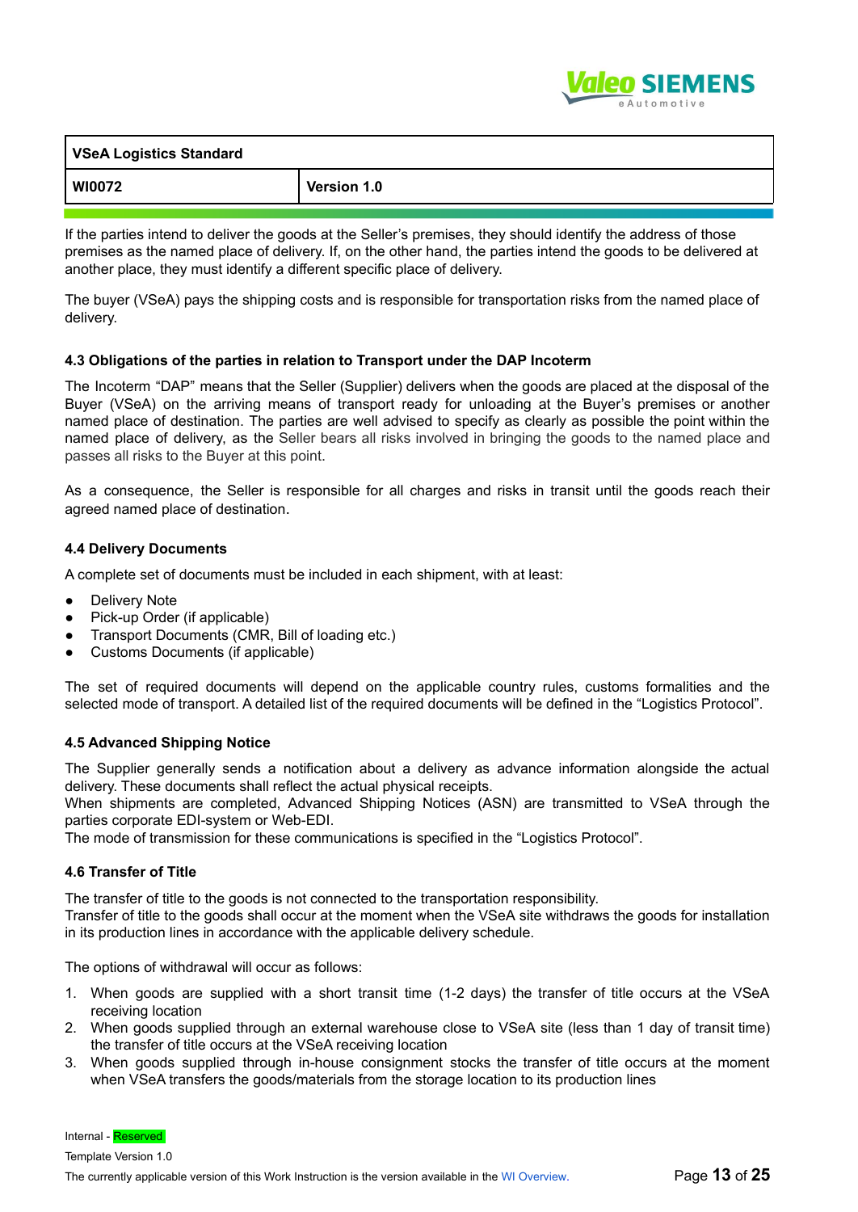If the parties intend to deliver the goods at the Seller's premises, they should identify the address of those premises as the named place of delivery. If, on the other hand, the parties intend the goods to be delivered at another place, they must identify a different specific place of delivery.

The buyer (VSeA) pays the shipping costs and is responsible for transportation risks from the named place of delivery.

### 4.3 Obligations of the parties in relation to Transport under the DAP Incoterm

The Incoterm "DAP" means that the Seller (Supplier) delivers when the goods are placed at the disposal of the Buyer (VSeA) on the arriving means of transport ready for unloading at the Buyer's premises or another named place of destination. The parties are well advised to specify as clearly as possible the point within the named place of delivery, as the Seller bears all risks involved in bringing the goods to the named place and passes all risks to the Buyer at this point.

As a consequence, the Seller is responsible for all charges and risks in transit until the goods reach their agreed named place of destination.

### 4.4 Delivery Documents

A complete set of documents must be included in each shipment, with at least:

- Delivery Note
- Pick-up Order (if applicable)
- Transport Documents (CMR, Bill of loading etc.)
- Customs Documents (if applicable)

The set of required documents will depend on the applicable country rules, customs formalities and the selected mode of transport. A detailed list of the required documents will be defined in the "Logistics Protocol".

### 4.5 Advanced Shipping Notice

The Supplier generally sends a notification about a delivery as advance information alongside the actual delivery. These documents shall reflect the actual physical receipts.
When shipments are completed, Advanced Shipping Notices (ASN) are transmitted to VSeA through the parties corporate EDI-system or Web-EDI.
The mode of transmission for these communications is specified in the "Logistics Protocol".

### 4.6 Transfer of Title

The transfer of title to the goods is not connected to the transportation responsibility.
Transfer of title to the goods shall occur at the moment when the VSeA site withdraws the goods for installation in its production lines in accordance with the applicable delivery schedule.

The options of withdrawal will occur as follows:

1. When goods are supplied with a short transit time (1-2 days) the transfer of title occurs at the VSeA receiving location
2. When goods supplied through an external warehouse close to VSeA site (less than 1 day of transit time) the transfer of title occurs at the VSeA receiving location
3. When goods supplied through in-house consignment stocks the transfer of title occurs at the moment when VSeA transfers the goods/materials from the storage location to its production lines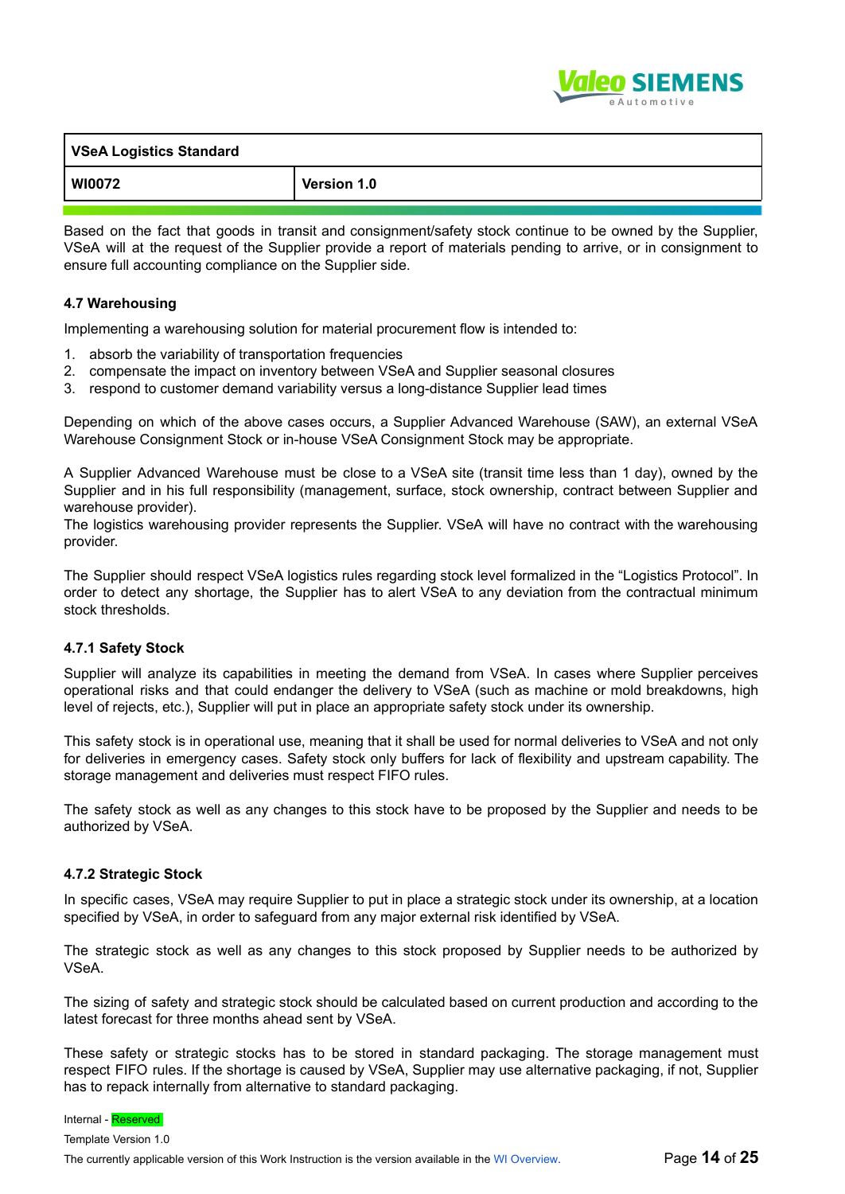Based on the fact that goods in transit and consignment/safety stock continue to be owned by the Supplier, VSeA will at the request of the Supplier provide a report of materials pending to arrive, or in consignment to ensure full accounting compliance on the Supplier side.

### 4.7 Warehousing

Implementing a warehousing solution for material procurement flow is intended to:

1. absorb the variability of transportation frequencies
2. compensate the impact on inventory between VSeA and Supplier seasonal closures
3. respond to customer demand variability versus a long-distance Supplier lead times

Depending on which of the above cases occurs, a Supplier Advanced Warehouse (SAW), an external VSeA Warehouse Consignment Stock or in-house VSeA Consignment Stock may be appropriate.

A Supplier Advanced Warehouse must be close to a VSeA site (transit time less than 1 day), owned by the Supplier and in his full responsibility (management, surface, stock ownership, contract between Supplier and warehouse provider).
The logistics warehousing provider represents the Supplier. VSeA will have no contract with the warehousing provider.

The Supplier should respect VSeA logistics rules regarding stock level formalized in the “Logistics Protocol”. In order to detect any shortage, the Supplier has to alert VSeA to any deviation from the contractual minimum stock thresholds.

#### 4.7.1 Safety Stock

Supplier will analyze its capabilities in meeting the demand from VSeA. In cases where Supplier perceives operational risks and that could endanger the delivery to VSeA (such as machine or mold breakdowns, high level of rejects, etc.), Supplier will put in place an appropriate safety stock under its ownership.

This safety stock is in operational use, meaning that it shall be used for normal deliveries to VSeA and not only for deliveries in emergency cases. Safety stock only buffers for lack of flexibility and upstream capability. The storage management and deliveries must respect FIFO rules.

The safety stock as well as any changes to this stock have to be proposed by the Supplier and needs to be authorized by VSeA.

#### 4.7.2 Strategic Stock

In specific cases, VSeA may require Supplier to put in place a strategic stock under its ownership, at a location specified by VSeA, in order to safeguard from any major external risk identified by VSeA.

The strategic stock as well as any changes to this stock proposed by Supplier needs to be authorized by VSeA.

The sizing of safety and strategic stock should be calculated based on current production and according to the latest forecast for three months ahead sent by VSeA.

These safety or strategic stocks has to be stored in standard packaging. The storage management must respect FIFO rules. If the shortage is caused by VSeA, Supplier may use alternative packaging, if not, Supplier has to repack internally from alternative to standard packaging.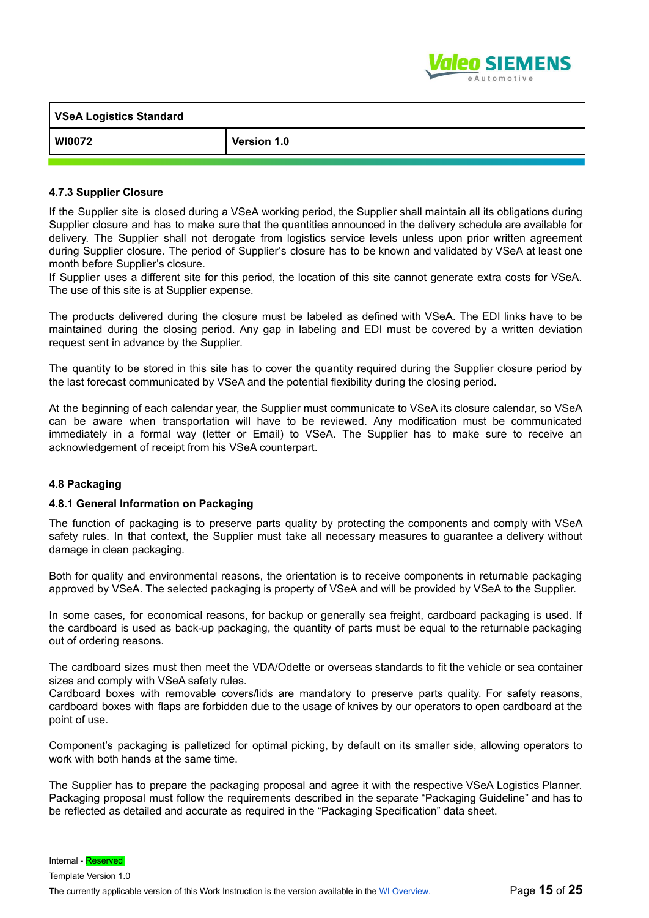#### 4.7.3 Supplier Closure

If the Supplier site is closed during a VSeA working period, the Supplier shall maintain all its obligations during Supplier closure and has to make sure that the quantities announced in the delivery schedule are available for delivery. The Supplier shall not derogate from logistics service levels unless upon prior written agreement during Supplier closure. The period of Supplier's closure has to be known and validated by VSeA at least one month before Supplier's closure.
If Supplier uses a different site for this period, the location of this site cannot generate extra costs for VSeA. The use of this site is at Supplier expense.

The products delivered during the closure must be labeled as defined with VSeA. The EDI links have to be maintained during the closing period. Any gap in labeling and EDI must be covered by a written deviation request sent in advance by the Supplier.

The quantity to be stored in this site has to cover the quantity required during the Supplier closure period by the last forecast communicated by VSeA and the potential flexibility during the closing period.

At the beginning of each calendar year, the Supplier must communicate to VSeA its closure calendar, so VSeA can be aware when transportation will have to be reviewed. Any modification must be communicated immediately in a formal way (letter or Email) to VSeA. The Supplier has to make sure to receive an acknowledgement of receipt from his VSeA counterpart.

### 4.8 Packaging

#### 4.8.1 General Information on Packaging

The function of packaging is to preserve parts quality by protecting the components and comply with VSeA safety rules. In that context, the Supplier must take all necessary measures to guarantee a delivery without damage in clean packaging.

Both for quality and environmental reasons, the orientation is to receive components in returnable packaging approved by VSeA. The selected packaging is property of VSeA and will be provided by VSeA to the Supplier.

In some cases, for economical reasons, for backup or generally sea freight, cardboard packaging is used. If the cardboard is used as back-up packaging, the quantity of parts must be equal to the returnable packaging out of ordering reasons.

The cardboard sizes must then meet the VDA/Odette or overseas standards to fit the vehicle or sea container sizes and comply with VSeA safety rules.
Cardboard boxes with removable covers/lids are mandatory to preserve parts quality. For safety reasons, cardboard boxes with flaps are forbidden due to the usage of knives by our operators to open cardboard at the point of use.

Component's packaging is palletized for optimal picking, by default on its smaller side, allowing operators to work with both hands at the same time.

The Supplier has to prepare the packaging proposal and agree it with the respective VSeA Logistics Planner. Packaging proposal must follow the requirements described in the separate "Packaging Guideline" and has to be reflected as detailed and accurate as required in the "Packaging Specification" data sheet.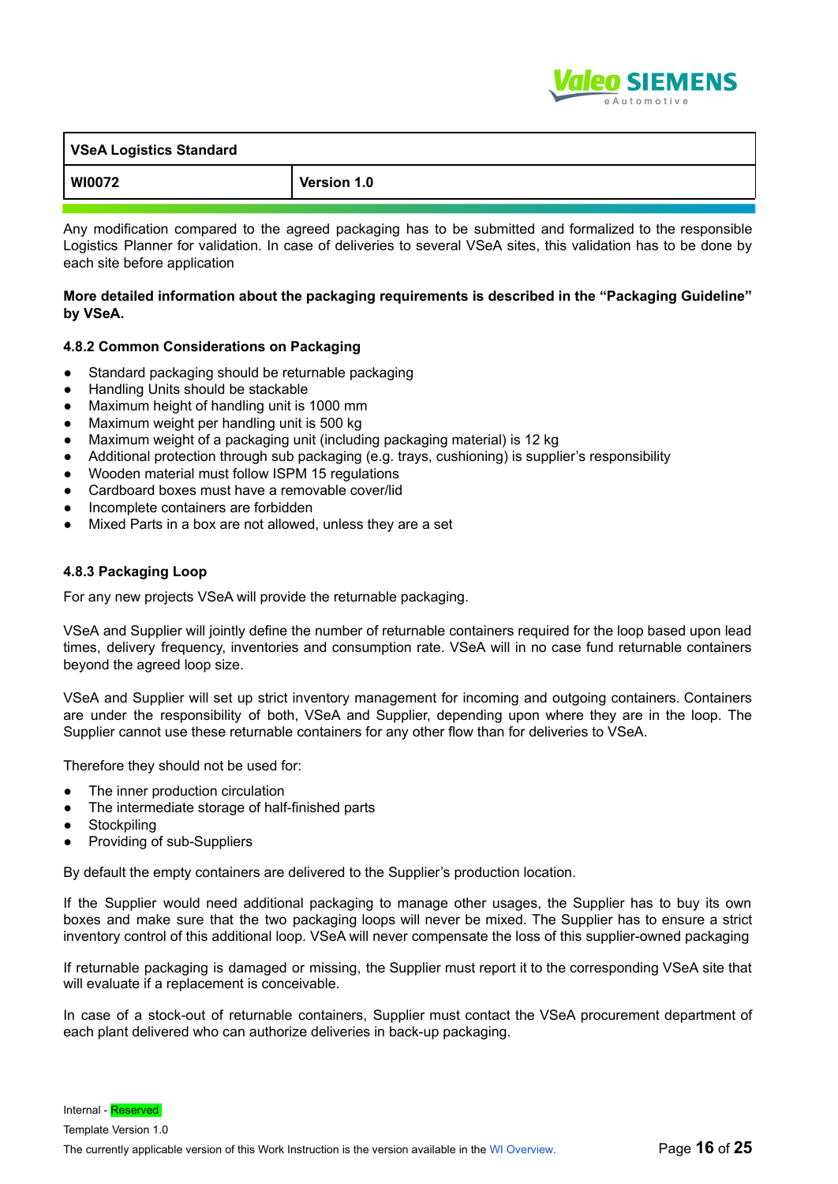Any modification compared to the agreed packaging has to be submitted and formalized to the responsible Logistics Planner for validation. In case of deliveries to several VSeA sites, this validation has to be done by each site before application

**More detailed information about the packaging requirements is described in the "Packaging Guideline" by VSeA.**

### 4.8.2 Common Considerations on Packaging

- Standard packaging should be returnable packaging
- Handling Units should be stackable
- Maximum height of handling unit is 1000 mm
- Maximum weight per handling unit is 500 kg
- Maximum weight of a packaging unit (including packaging material) is 12 kg
- Additional protection through sub packaging (e.g. trays, cushioning) is supplier's responsibility
- Wooden material must follow ISPM 15 regulations
- Cardboard boxes must have a removable cover/lid
- Incomplete containers are forbidden
- Mixed Parts in a box are not allowed, unless they are a set

### 4.8.3 Packaging Loop

For any new projects VSeA will provide the returnable packaging.

VSeA and Supplier will jointly define the number of returnable containers required for the loop based upon lead times, delivery frequency, inventories and consumption rate. VSeA will in no case fund returnable containers beyond the agreed loop size.

VSeA and Supplier will set up strict inventory management for incoming and outgoing containers. Containers are under the responsibility of both, VSeA and Supplier, depending upon where they are in the loop. The Supplier cannot use these returnable containers for any other flow than for deliveries to VSeA.

Therefore they should not be used for:

- The inner production circulation
- The intermediate storage of half-finished parts
- Stockpiling
- Providing of sub-Suppliers

By default the empty containers are delivered to the Supplier's production location.

If the Supplier would need additional packaging to manage other usages, the Supplier has to buy its own boxes and make sure that the two packaging loops will never be mixed. The Supplier has to ensure a strict inventory control of this additional loop. VSeA will never compensate the loss of this supplier-owned packaging

If returnable packaging is damaged or missing, the Supplier must report it to the corresponding VSeA site that will evaluate if a replacement is conceivable.

In case of a stock-out of returnable containers, Supplier must contact the VSeA procurement department of each plant delivered who can authorize deliveries in back-up packaging.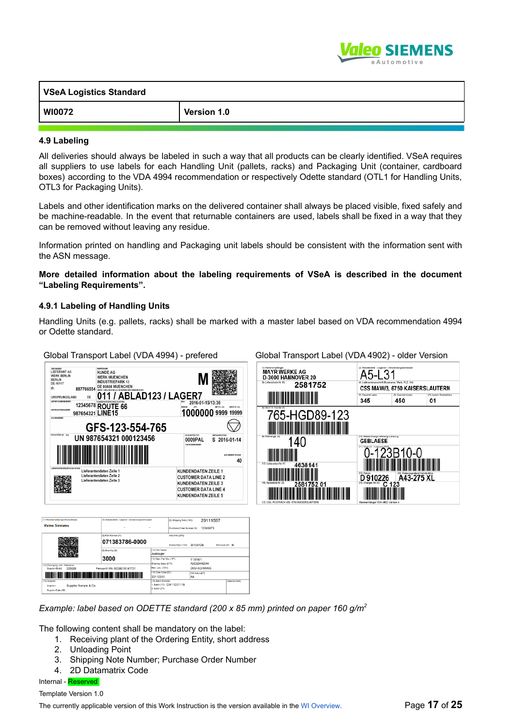### 4.9 Labeling

All deliveries should always be labeled in such a way that all products can be clearly identified. VSeA requires all suppliers to use labels for each Handling Unit (pallets, racks) and Packaging Unit (container, cardboard boxes) according to the VDA 4994 recommendation or respectively Odette standard (OTL1 for Handling Units, OTL3 for Packaging Units).

Labels and other identification marks on the delivered container shall always be placed visible, fixed safely and be machine-readable. In the event that returnable containers are used, labels shall be fixed in a way that they can be removed without leaving any residue.

Information printed on handling and Packaging unit labels should be consistent with the information sent with the ASN message.

**More detailed information about the labeling requirements of VSeA is described in the document "Labeling Requirements".**

#### 4.9.1 Labeling of Handling Units

Handling Units (e.g. pallets, racks) shall be marked with a master label based on VDA recommendation 4994 or Odette standard.

Global Transport Label (VDA 4994) - prefered

Global Transport Label (VDA 4902) - older Version

*Example: label based on ODETTE standard (200 x 85 mm) printed on paper 160 g/m²*

The following content shall be mandatory on the label:

1. Receiving plant of the Ordering Entity, short address
2. Unloading Point
3. Shipping Note Number; Purchase Order Number
4. 2D Datamatrix Code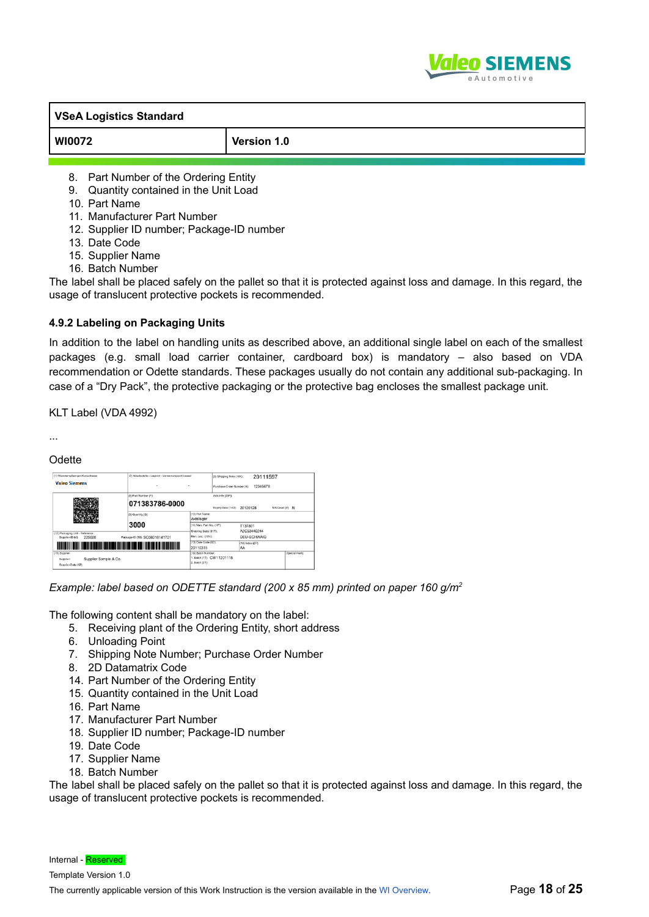8. Part Number of the Ordering Entity
9. Quantity contained in the Unit Load
10. Part Name
11. Manufacturer Part Number
12. Supplier ID number; Package-ID number
13. Date Code
15. Supplier Name
16. Batch Number

The label shall be placed safely on the pallet so that it is protected against loss and damage. In this regard, the usage of translucent protective pockets is recommended.

### 4.9.2 Labeling on Packaging Units

In addition to the label on handling units as described above, an additional single label on each of the smallest packages (e.g. small load carrier container, cardboard box) is mandatory – also based on VDA recommendation or Odette standards. These packages usually do not contain any additional sub-packaging. In case of a "Dry Pack", the protective packaging or the protective bag encloses the smallest package unit.

KLT Label (VDA 4992)

...

Odette

*Example: label based on ODETTE standard (200 x 85 mm) printed on paper 160 g/m²*

The following content shall be mandatory on the label:

5. Receiving plant of the Ordering Entity, short address
6. Unloading Point
7. Shipping Note Number; Purchase Order Number
8. 2D Datamatrix Code
14. Part Number of the Ordering Entity
15. Quantity contained in the Unit Load
16. Part Name
17. Manufacturer Part Number
18. Supplier ID number; Package-ID number
19. Date Code
17. Supplier Name
18. Batch Number

The label shall be placed safely on the pallet so that it is protected against loss and damage. In this regard, the usage of translucent protective pockets is recommended.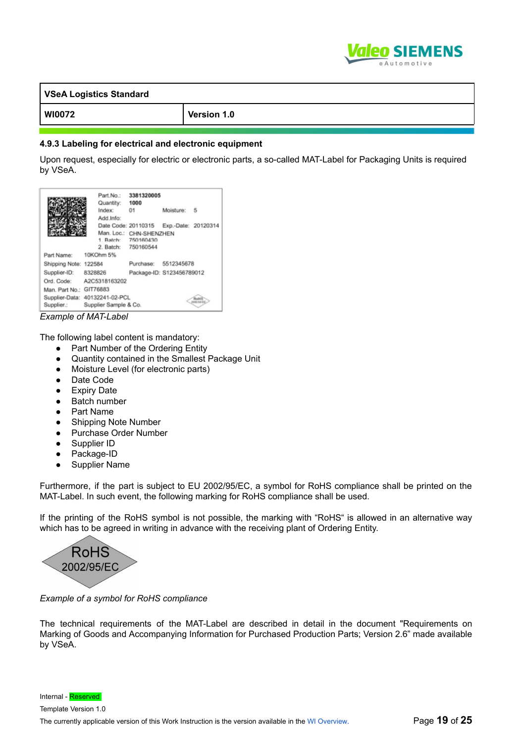### 4.9.3 Labeling for electrical and electronic equipment

Upon request, especially for electric or electronic parts, a so-called MAT-Label for Packaging Units is required by VSeA.

| | | | | |
|---|---|---|---|---|
| | Part.No.: | 3381320005 | | |
| | Quantity: | 1000 | | |
| | Index: | 01 | Moisture: | 5 |
| | Add.Info: | | | |
| | Date Code: | 20110315 | Exp.-Date: | 20120314 |
| | Man. Loc.: | CHN-SHENZHEN | | |
| | 1. Batch: | 750160430 | | |
| | 2. Batch: | 750160544 | | |
| Part Name: | 10KOhm 5% | | | |
| Shipping Note: | 122584 | Purchase: | 5512345678 | |
| Supplier-ID: | 8328826 | Package-ID: | S123456789012 | |
| Ord. Code: | A2C5318163202 | | | |
| Man. Part No.: | GIT76883 | | | |
| Supplier-Data: | 40132241-02-PCL | | | |
| Supplier.: | Supplier Sample & Co. | | | |

*Example of MAT-Label*

The following label content is mandatory:

- Part Number of the Ordering Entity
- Quantity contained in the Smallest Package Unit
- Moisture Level (for electronic parts)
- Date Code
- Expiry Date
- Batch number
- Part Name
- Shipping Note Number
- Purchase Order Number
- Supplier ID
- Package-ID
- Supplier Name

Furthermore, if the part is subject to EU 2002/95/EC, a symbol for RoHS compliance shall be printed on the MAT-Label. In such event, the following marking for RoHS compliance shall be used.

If the printing of the RoHS symbol is not possible, the marking with "RoHS" is allowed in an alternative way which has to be agreed in writing in advance with the receiving plant of Ordering Entity.

RoHS
2002/95/EC

*Example of a symbol for RoHS compliance*

The technical requirements of the MAT-Label are described in detail in the document "Requirements on Marking of Goods and Accompanying Information for Purchased Production Parts; Version 2.6" made available by VSeA.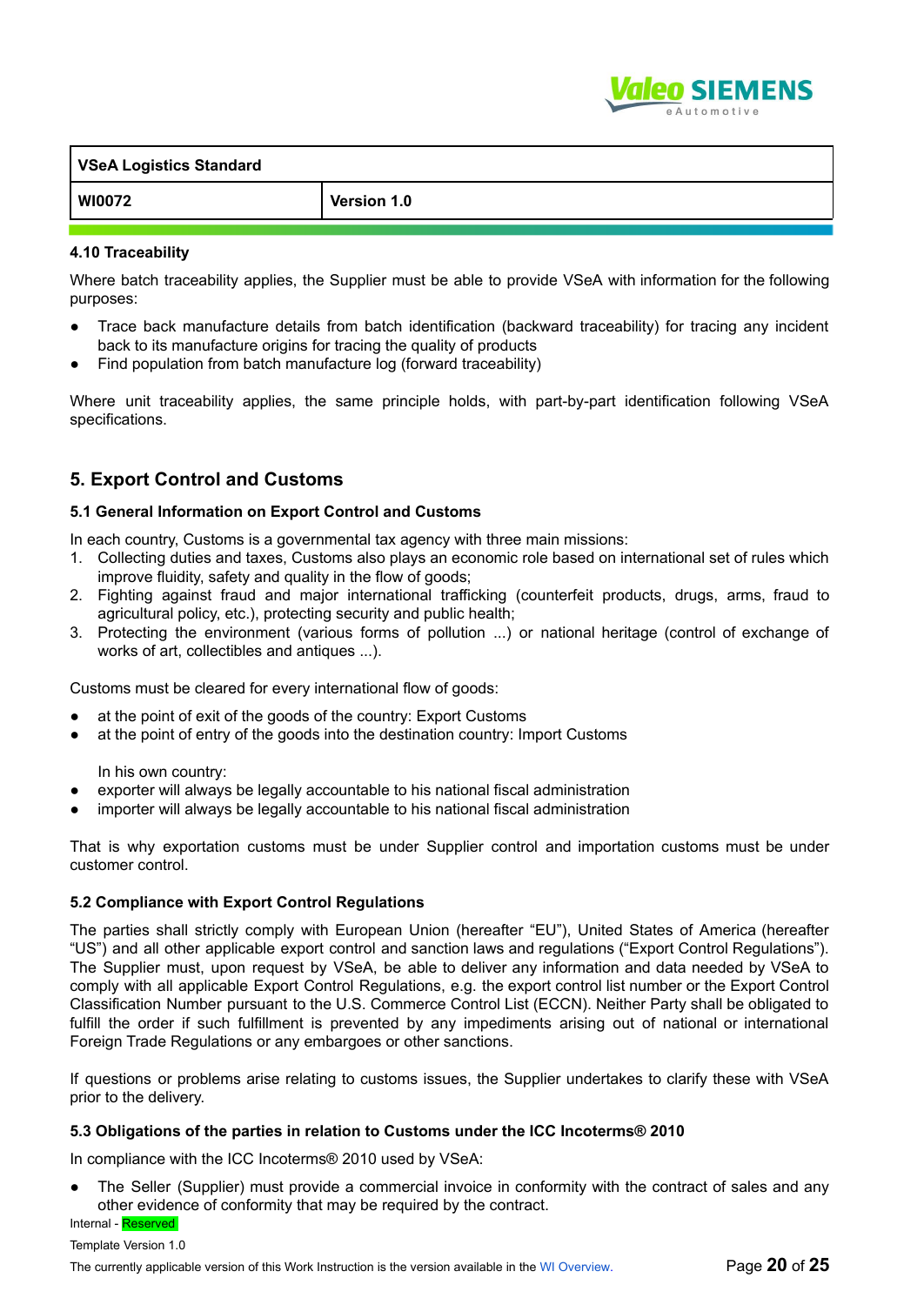#### 4.10 Traceability

Where batch traceability applies, the Supplier must be able to provide VSeA with information for the following purposes:

- Trace back manufacture details from batch identification (backward traceability) for tracing any incident back to its manufacture origins for tracing the quality of products
- Find population from batch manufacture log (forward traceability)

Where unit traceability applies, the same principle holds, with part-by-part identification following VSeA specifications.

## 5. Export Control and Customs

#### 5.1 General Information on Export Control and Customs

In each country, Customs is a governmental tax agency with three main missions:

1. Collecting duties and taxes, Customs also plays an economic role based on international set of rules which improve fluidity, safety and quality in the flow of goods;
2. Fighting against fraud and major international trafficking (counterfeit products, drugs, arms, fraud to agricultural policy, etc.), protecting security and public health;
3. Protecting the environment (various forms of pollution ...) or national heritage (control of exchange of works of art, collectibles and antiques ...).

Customs must be cleared for every international flow of goods:

- at the point of exit of the goods of the country: Export Customs
- at the point of entry of the goods into the destination country: Import Customs

In his own country:

- exporter will always be legally accountable to his national fiscal administration
- importer will always be legally accountable to his national fiscal administration

That is why exportation customs must be under Supplier control and importation customs must be under customer control.

#### 5.2 Compliance with Export Control Regulations

The parties shall strictly comply with European Union (hereafter "EU"), United States of America (hereafter "US") and all other applicable export control and sanction laws and regulations ("Export Control Regulations"). The Supplier must, upon request by VSeA, be able to deliver any information and data needed by VSeA to comply with all applicable Export Control Regulations, e.g. the export control list number or the Export Control Classification Number pursuant to the U.S. Commerce Control List (ECCN). Neither Party shall be obligated to fulfill the order if such fulfillment is prevented by any impediments arising out of national or international Foreign Trade Regulations or any embargoes or other sanctions.

If questions or problems arise relating to customs issues, the Supplier undertakes to clarify these with VSeA prior to the delivery.

#### 5.3 Obligations of the parties in relation to Customs under the ICC Incoterms® 2010

In compliance with the ICC Incoterms® 2010 used by VSeA:

- The Seller (Supplier) must provide a commercial invoice in conformity with the contract of sales and any other evidence of conformity that may be required by the contract.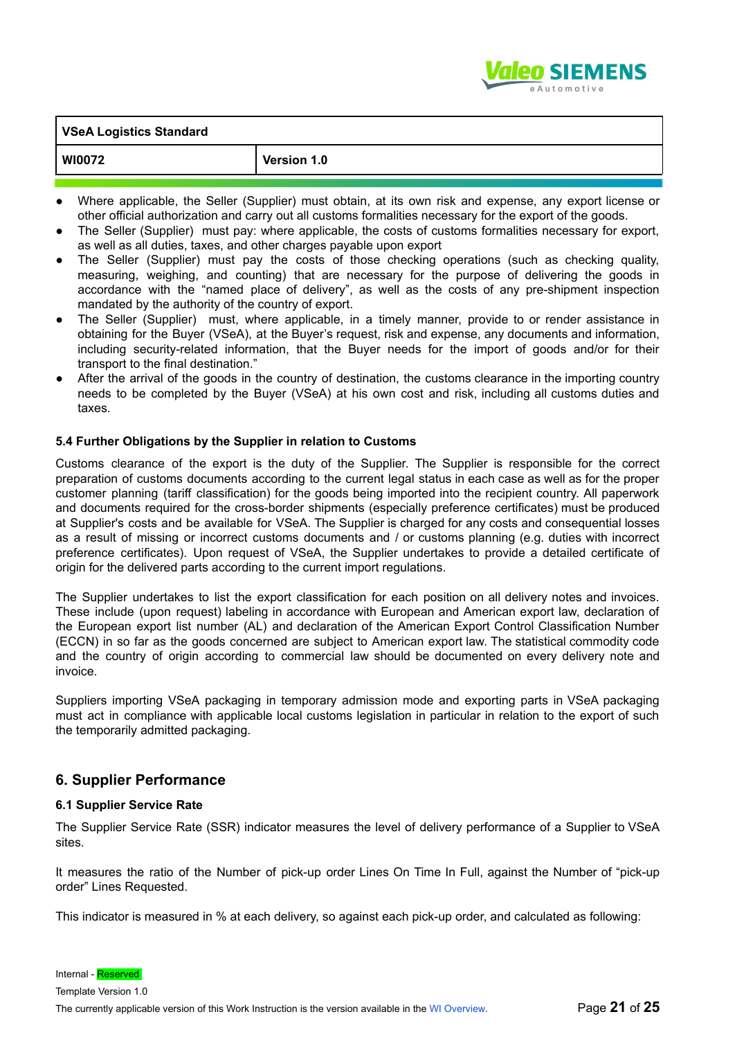- Where applicable, the Seller (Supplier) must obtain, at its own risk and expense, any export license or other official authorization and carry out all customs formalities necessary for the export of the goods.
- The Seller (Supplier) must pay: where applicable, the costs of customs formalities necessary for export, as well as all duties, taxes, and other charges payable upon export
- The Seller (Supplier) must pay the costs of those checking operations (such as checking quality, measuring, weighing, and counting) that are necessary for the purpose of delivering the goods in accordance with the "named place of delivery", as well as the costs of any pre-shipment inspection mandated by the authority of the country of export.
- The Seller (Supplier) must, where applicable, in a timely manner, provide to or render assistance in obtaining for the Buyer (VSeA), at the Buyer's request, risk and expense, any documents and information, including security-related information, that the Buyer needs for the import of goods and/or for their transport to the final destination."
- After the arrival of the goods in the country of destination, the customs clearance in the importing country needs to be completed by the Buyer (VSeA) at his own cost and risk, including all customs duties and taxes.

### 5.4 Further Obligations by the Supplier in relation to Customs

Customs clearance of the export is the duty of the Supplier. The Supplier is responsible for the correct preparation of customs documents according to the current legal status in each case as well as for the proper customer planning (tariff classification) for the goods being imported into the recipient country. All paperwork and documents required for the cross-border shipments (especially preference certificates) must be produced at Supplier's costs and be available for VSeA. The Supplier is charged for any costs and consequential losses as a result of missing or incorrect customs documents and / or customs planning (e.g. duties with incorrect preference certificates). Upon request of VSeA, the Supplier undertakes to provide a detailed certificate of origin for the delivered parts according to the current import regulations.

The Supplier undertakes to list the export classification for each position on all delivery notes and invoices. These include (upon request) labeling in accordance with European and American export law, declaration of the European export list number (AL) and declaration of the American Export Control Classification Number (ECCN) in so far as the goods concerned are subject to American export law. The statistical commodity code and the country of origin according to commercial law should be documented on every delivery note and invoice.

Suppliers importing VSeA packaging in temporary admission mode and exporting parts in VSeA packaging must act in compliance with applicable local customs legislation in particular in relation to the export of such the temporarily admitted packaging.

## 6. Supplier Performance

### 6.1 Supplier Service Rate

The Supplier Service Rate (SSR) indicator measures the level of delivery performance of a Supplier to VSeA sites.

It measures the ratio of the Number of pick-up order Lines On Time In Full, against the Number of "pick-up order" Lines Requested.

This indicator is measured in % at each delivery, so against each pick-up order, and calculated as following: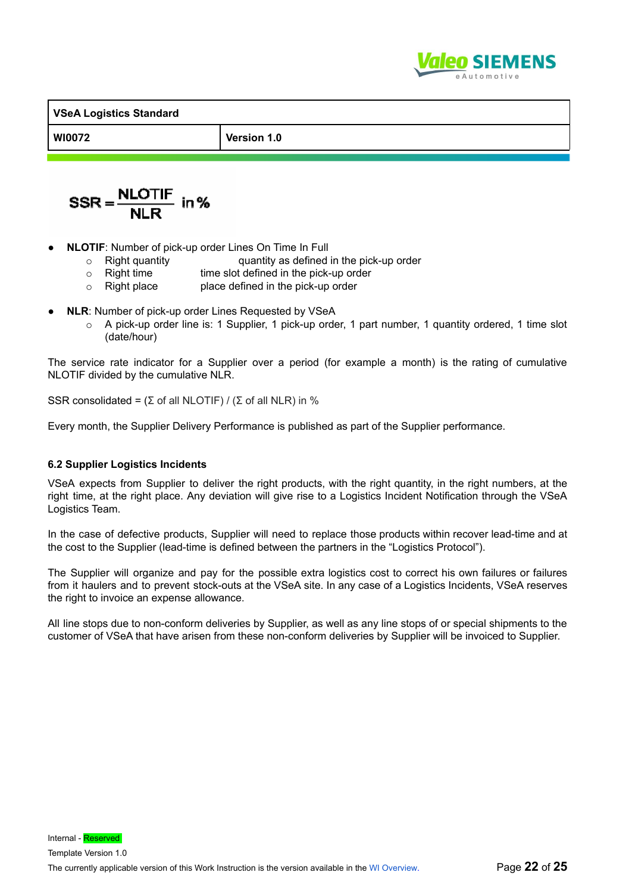$$SSR = \frac{NLOTIF}{NLR} \text{ in } \%$$

- **NLOTIF**: Number of pick-up order Lines On Time In Full
  - Right quantity quantity as defined in the pick-up order
  - Right time time slot defined in the pick-up order
  - Right place place defined in the pick-up order

- **NLR**: Number of pick-up order Lines Requested by VSeA
  - A pick-up order line is: 1 Supplier, 1 pick-up order, 1 part number, 1 quantity ordered, 1 time slot (date/hour)

The service rate indicator for a Supplier over a period (for example a month) is the rating of cumulative NLOTIF divided by the cumulative NLR.

SSR consolidated = (Σ of all NLOTIF) / (Σ of all NLR) in %

Every month, the Supplier Delivery Performance is published as part of the Supplier performance.

### 6.2 Supplier Logistics Incidents

VSeA expects from Supplier to deliver the right products, with the right quantity, in the right numbers, at the right time, at the right place. Any deviation will give rise to a Logistics Incident Notification through the VSeA Logistics Team.

In the case of defective products, Supplier will need to replace those products within recover lead-time and at the cost to the Supplier (lead-time is defined between the partners in the “Logistics Protocol”).

The Supplier will organize and pay for the possible extra logistics cost to correct his own failures or failures from it haulers and to prevent stock-outs at the VSeA site. In any case of a Logistics Incidents, VSeA reserves the right to invoice an expense allowance.

All line stops due to non-conform deliveries by Supplier, as well as any line stops of or special shipments to the customer of VSeA that have arisen from these non-conform deliveries by Supplier will be invoiced to Supplier.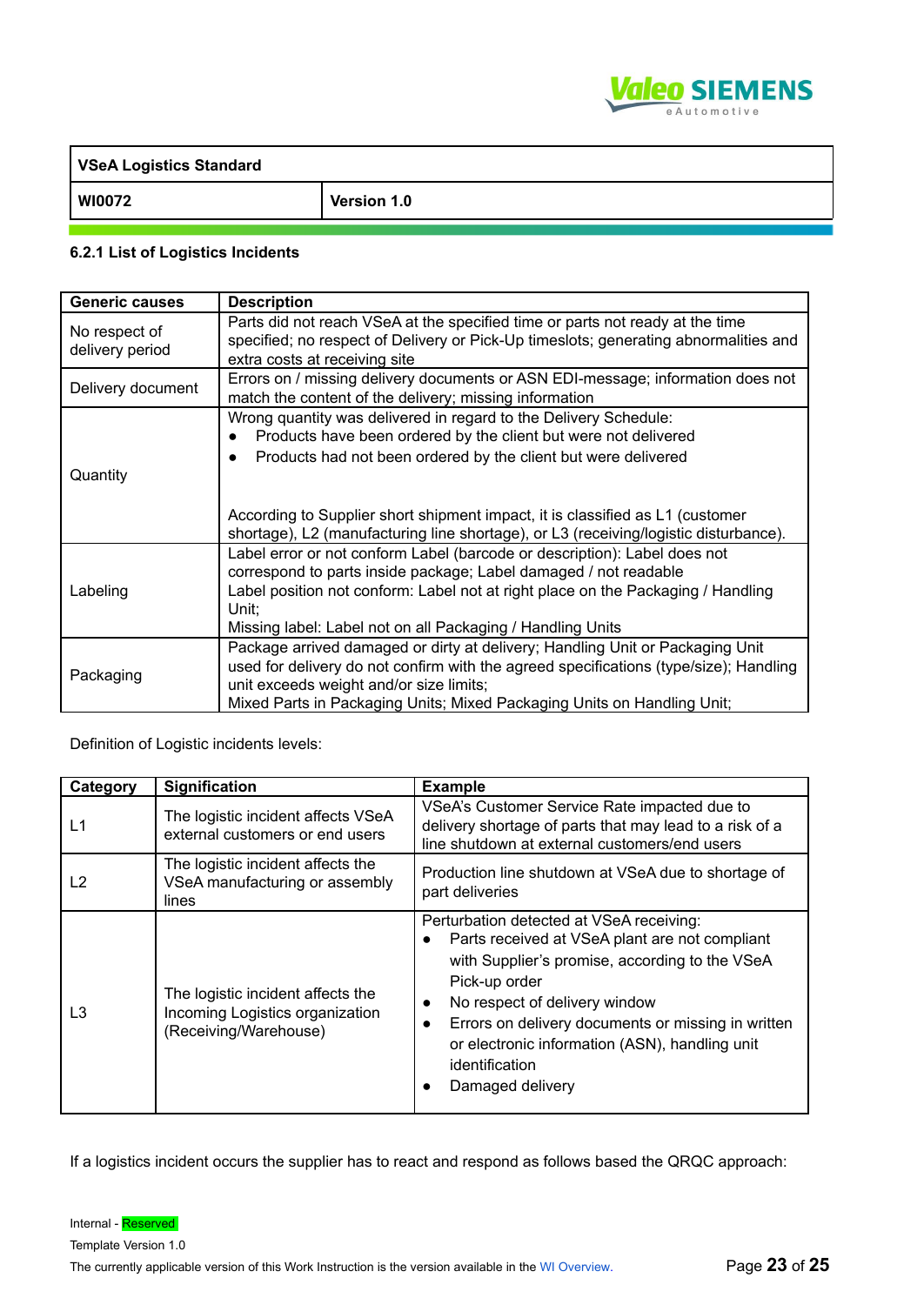### 6.2.1 List of Logistics Incidents

| Generic causes | Description |
|---|---|
| No respect of delivery period | Parts did not reach VSeA at the specified time or parts not ready at the time specified; no respect of Delivery or Pick-Up timeslots; generating abnormalities and extra costs at receiving site |
| Delivery document | Errors on / missing delivery documents or ASN EDI-message; information does not match the content of the delivery; missing information |
| Quantity | Wrong quantity was delivered in regard to the Delivery Schedule:<br>● Products have been ordered by the client but were not delivered<br>● Products had not been ordered by the client but were delivered<br><br>According to Supplier short shipment impact, it is classified as L1 (customer shortage), L2 (manufacturing line shortage), or L3 (receiving/logistic disturbance). |
| Labeling | Label error or not conform Label (barcode or description): Label does not correspond to parts inside package; Label damaged / not readable<br>Label position not conform: Label not at right place on the Packaging / Handling Unit;<br>Missing label: Label not on all Packaging / Handling Units |
| Packaging | Package arrived damaged or dirty at delivery; Handling Unit or Packaging Unit used for delivery do not confirm with the agreed specifications (type/size); Handling unit exceeds weight and/or size limits;<br>Mixed Parts in Packaging Units; Mixed Packaging Units on Handling Unit; |

Definition of Logistic incidents levels:

| Category | Signification | Example |
|---|---|---|
| L1 | The logistic incident affects VSeA external customers or end users | VSeA's Customer Service Rate impacted due to delivery shortage of parts that may lead to a risk of a line shutdown at external customers/end users |
| L2 | The logistic incident affects the VSeA manufacturing or assembly lines | Production line shutdown at VSeA due to shortage of part deliveries |
| L3 | The logistic incident affects the Incoming Logistics organization (Receiving/Warehouse) | Perturbation detected at VSeA receiving:<br>● Parts received at VSeA plant are not compliant with Supplier's promise, according to the VSeA Pick-up order<br>● No respect of delivery window<br>● Errors on delivery documents or missing in written or electronic information (ASN), handling unit identification<br>● Damaged delivery |

If a logistics incident occurs the supplier has to react and respond as follows based the QRQC approach: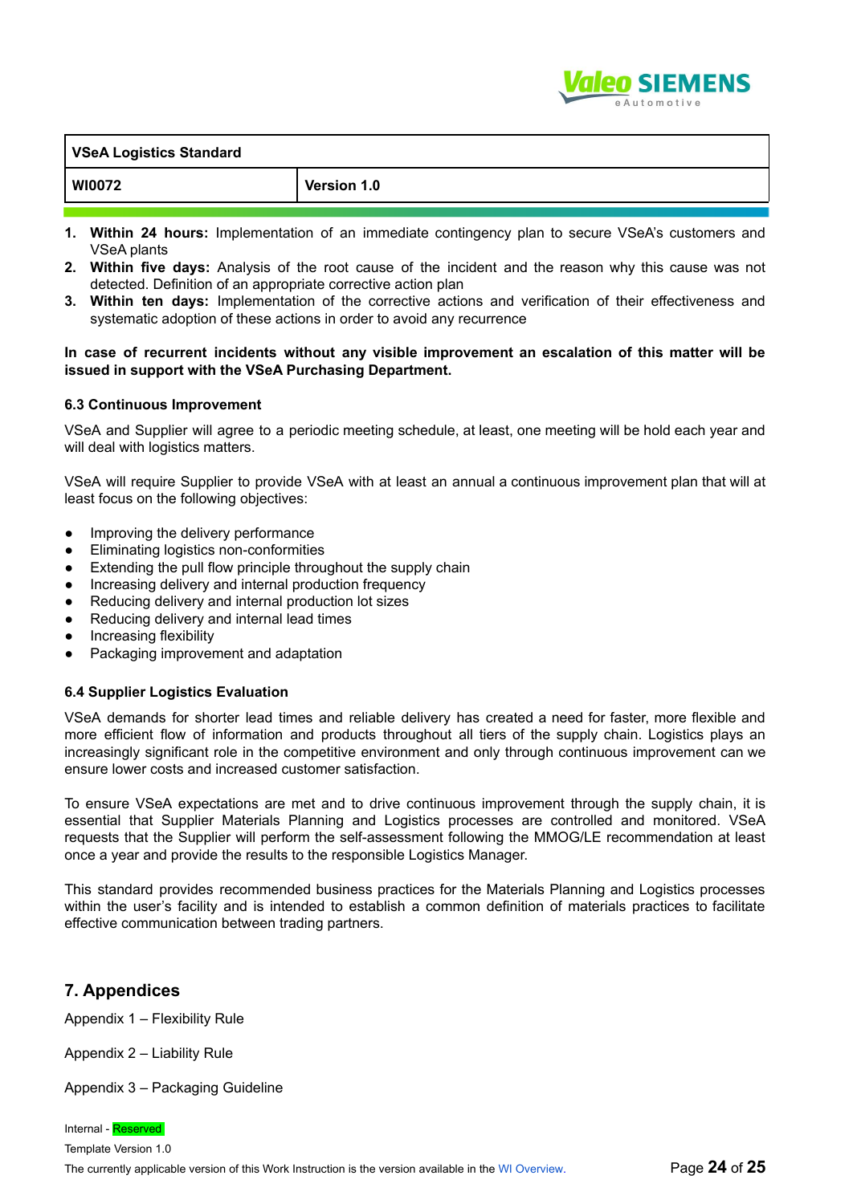1. **Within 24 hours:** Implementation of an immediate contingency plan to secure VSeA's customers and VSeA plants
2. **Within five days:** Analysis of the root cause of the incident and the reason why this cause was not detected. Definition of an appropriate corrective action plan
3. **Within ten days:** Implementation of the corrective actions and verification of their effectiveness and systematic adoption of these actions in order to avoid any recurrence

**In case of recurrent incidents without any visible improvement an escalation of this matter will be issued in support with the VSeA Purchasing Department.**

### 6.3 Continuous Improvement

VSeA and Supplier will agree to a periodic meeting schedule, at least, one meeting will be hold each year and will deal with logistics matters.

VSeA will require Supplier to provide VSeA with at least an annual a continuous improvement plan that will at least focus on the following objectives:

- Improving the delivery performance
- Eliminating logistics non-conformities
- Extending the pull flow principle throughout the supply chain
- Increasing delivery and internal production frequency
- Reducing delivery and internal production lot sizes
- Reducing delivery and internal lead times
- Increasing flexibility
- Packaging improvement and adaptation

### 6.4 Supplier Logistics Evaluation

VSeA demands for shorter lead times and reliable delivery has created a need for faster, more flexible and more efficient flow of information and products throughout all tiers of the supply chain. Logistics plays an increasingly significant role in the competitive environment and only through continuous improvement can we ensure lower costs and increased customer satisfaction.

To ensure VSeA expectations are met and to drive continuous improvement through the supply chain, it is essential that Supplier Materials Planning and Logistics processes are controlled and monitored. VSeA requests that the Supplier will perform the self-assessment following the MMOG/LE recommendation at least once a year and provide the results to the responsible Logistics Manager.

This standard provides recommended business practices for the Materials Planning and Logistics processes within the user's facility and is intended to establish a common definition of materials practices to facilitate effective communication between trading partners.

## 7. Appendices

Appendix 1 – Flexibility Rule

Appendix 2 – Liability Rule

Appendix 3 – Packaging Guideline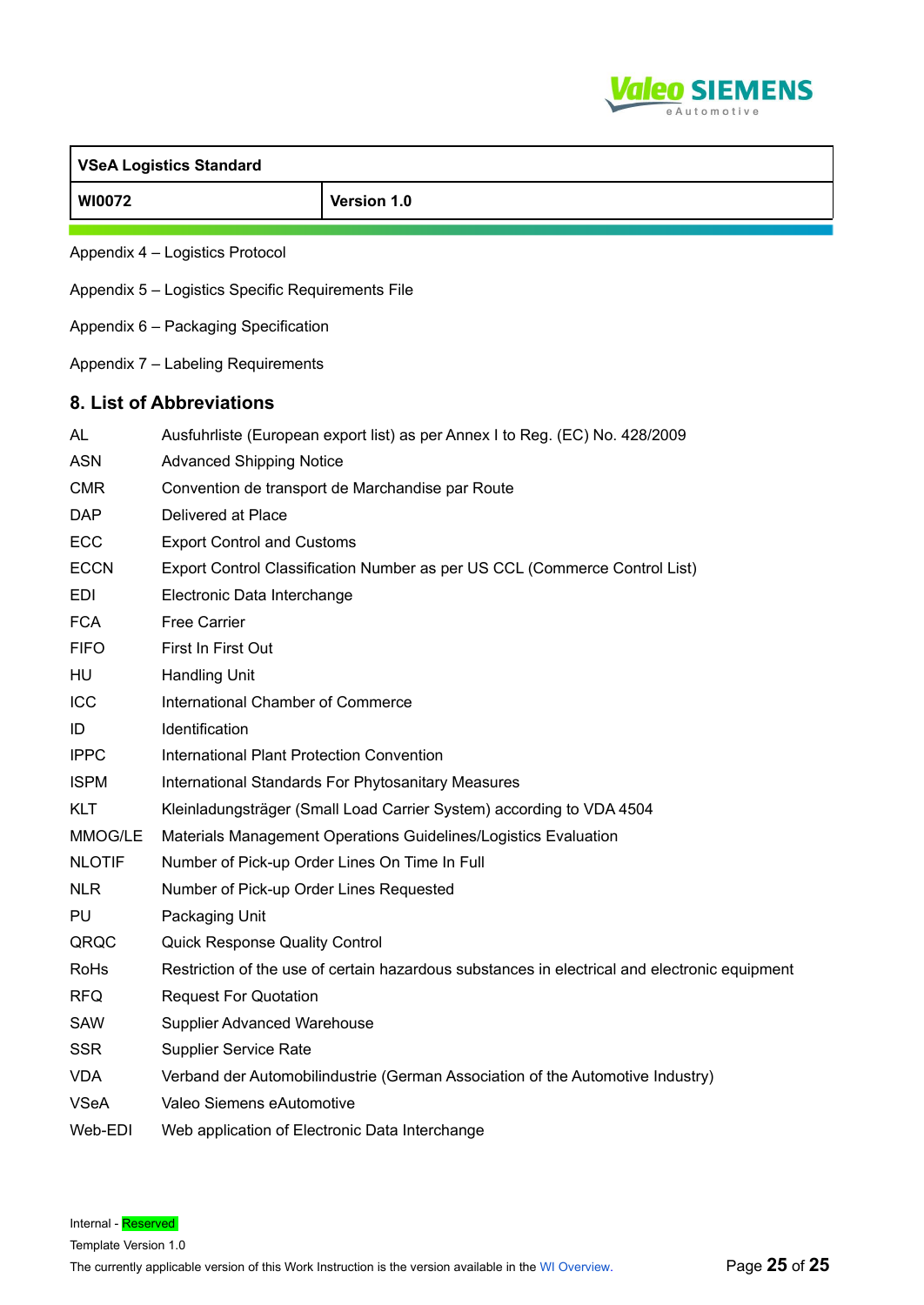Appendix 4 – Logistics Protocol

Appendix 5 – Logistics Specific Requirements File

Appendix 6 – Packaging Specification

Appendix 7 – Labeling Requirements

## 8. List of Abbreviations

| | |
|---|---|
| AL | Ausfuhrliste (European export list) as per Annex I to Reg. (EC) No. 428/2009 |
| ASN | Advanced Shipping Notice |
| CMR | Convention de transport de Marchandise par Route |
| DAP | Delivered at Place |
| ECC | Export Control and Customs |
| ECCN | Export Control Classification Number as per US CCL (Commerce Control List) |
| EDI | Electronic Data Interchange |
| FCA | Free Carrier |
| FIFO | First In First Out |
| HU | Handling Unit |
| ICC | International Chamber of Commerce |
| ID | Identification |
| IPPC | International Plant Protection Convention |
| ISPM | International Standards For Phytosanitary Measures |
| KLT | Kleinladungsträger (Small Load Carrier System) according to VDA 4504 |
| MMOG/LE | Materials Management Operations Guidelines/Logistics Evaluation |
| NLOTIF | Number of Pick-up Order Lines On Time In Full |
| NLR | Number of Pick-up Order Lines Requested |
| PU | Packaging Unit |
| QRQC | Quick Response Quality Control |
| RoHs | Restriction of the use of certain hazardous substances in electrical and electronic equipment |
| RFQ | Request For Quotation |
| SAW | Supplier Advanced Warehouse |
| SSR | Supplier Service Rate |
| VDA | Verband der Automobilindustrie (German Association of the Automotive Industry) |
| VSeA | Valeo Siemens eAutomotive |
| Web-EDI | Web application of Electronic Data Interchange |